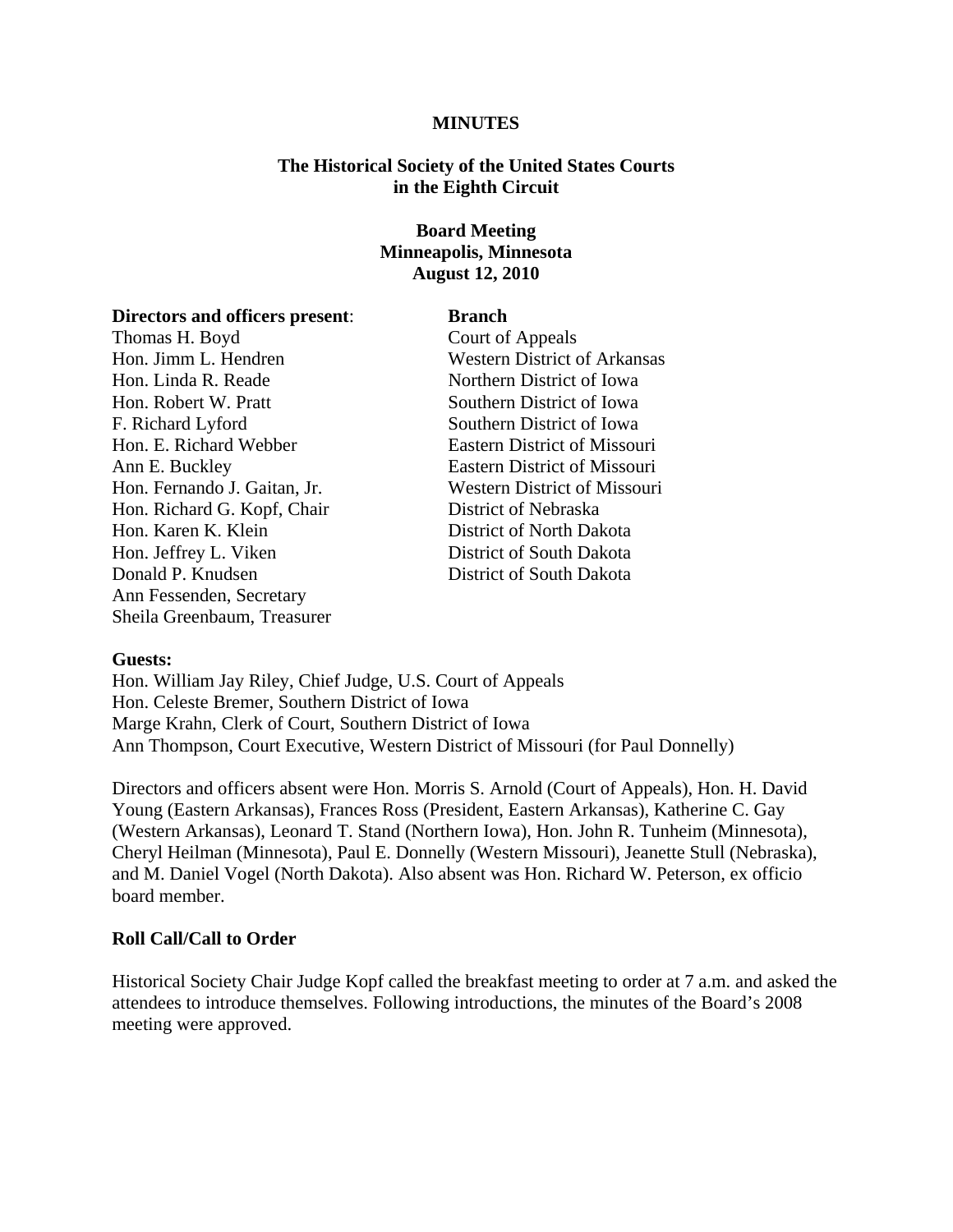**MINUTES**

**The Historical Society of the United States Courts in the Eighth Circuit**

**Board Meeting**
**Minneapolis, Minnesota**
**August 12, 2010**

| **Directors and officers present**: | **Branch** |
| --- | --- |
| Thomas H. Boyd | Court of Appeals |
| Hon. Jimm L. Hendren | Western District of Arkansas |
| Hon. Linda R. Reade | Northern District of Iowa |
| Hon. Robert W. Pratt | Southern District of Iowa |
| F. Richard Lyford | Southern District of Iowa |
| Hon. E. Richard Webber | Eastern District of Missouri |
| Ann E. Buckley | Eastern District of Missouri |
| Hon. Fernando J. Gaitan, Jr. | Western District of Missouri |
| Hon. Richard G. Kopf, Chair | District of Nebraska |
| Hon. Karen K. Klein | District of North Dakota |
| Hon. Jeffrey L. Viken | District of South Dakota |
| Donald P. Knudsen | District of South Dakota |
| Ann Fessenden, Secretary | |
| Sheila Greenbaum, Treasurer | |

**Guests:**

Hon. William Jay Riley, Chief Judge, U.S. Court of Appeals
Hon. Celeste Bremer, Southern District of Iowa
Marge Krahn, Clerk of Court, Southern District of Iowa
Ann Thompson, Court Executive, Western District of Missouri (for Paul Donnelly)

Directors and officers absent were Hon. Morris S. Arnold (Court of Appeals), Hon. H. David Young (Eastern Arkansas), Frances Ross (President, Eastern Arkansas), Katherine C. Gay (Western Arkansas), Leonard T. Stand (Northern Iowa), Hon. John R. Tunheim (Minnesota), Cheryl Heilman (Minnesota), Paul E. Donnelly (Western Missouri), Jeanette Stull (Nebraska), and M. Daniel Vogel (North Dakota). Also absent was Hon. Richard W. Peterson, ex officio board member.

## Roll Call/Call to Order

Historical Society Chair Judge Kopf called the breakfast meeting to order at 7 a.m. and asked the attendees to introduce themselves. Following introductions, the minutes of the Board's 2008 meeting were approved.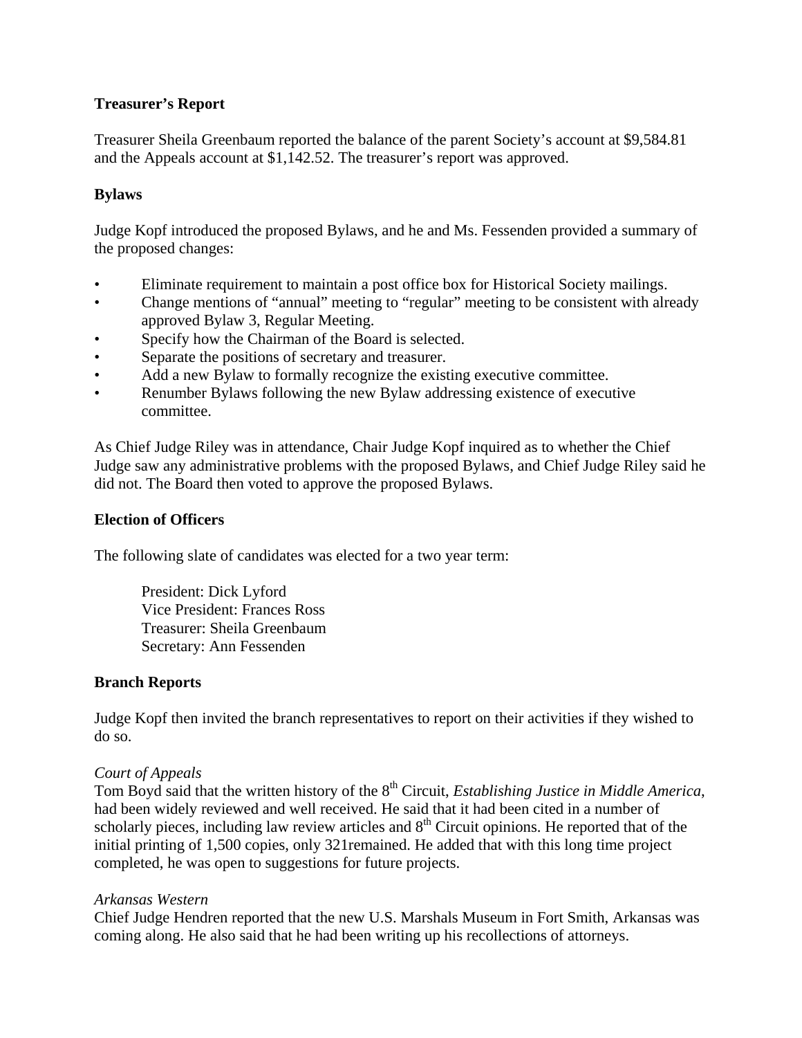**Treasurer's Report**

Treasurer Sheila Greenbaum reported the balance of the parent Society's account at $9,584.81 and the Appeals account at $1,142.52. The treasurer's report was approved.

**Bylaws**

Judge Kopf introduced the proposed Bylaws, and he and Ms. Fessenden provided a summary of the proposed changes:

- Eliminate requirement to maintain a post office box for Historical Society mailings.
- Change mentions of "annual" meeting to "regular" meeting to be consistent with already approved Bylaw 3, Regular Meeting.
- Specify how the Chairman of the Board is selected.
- Separate the positions of secretary and treasurer.
- Add a new Bylaw to formally recognize the existing executive committee.
- Renumber Bylaws following the new Bylaw addressing existence of executive committee.

As Chief Judge Riley was in attendance, Chair Judge Kopf inquired as to whether the Chief Judge saw any administrative problems with the proposed Bylaws, and Chief Judge Riley said he did not. The Board then voted to approve the proposed Bylaws.

**Election of Officers**

The following slate of candidates was elected for a two year term:

President: Dick Lyford
Vice President: Frances Ross
Treasurer: Sheila Greenbaum
Secretary: Ann Fessenden

**Branch Reports**

Judge Kopf then invited the branch representatives to report on their activities if they wished to do so.

*Court of Appeals*
Tom Boyd said that the written history of the 8th Circuit, *Establishing Justice in Middle America*, had been widely reviewed and well received. He said that it had been cited in a number of scholarly pieces, including law review articles and 8th Circuit opinions. He reported that of the initial printing of 1,500 copies, only 321remained. He added that with this long time project completed, he was open to suggestions for future projects.

*Arkansas Western*
Chief Judge Hendren reported that the new U.S. Marshals Museum in Fort Smith, Arkansas was coming along. He also said that he had been writing up his recollections of attorneys.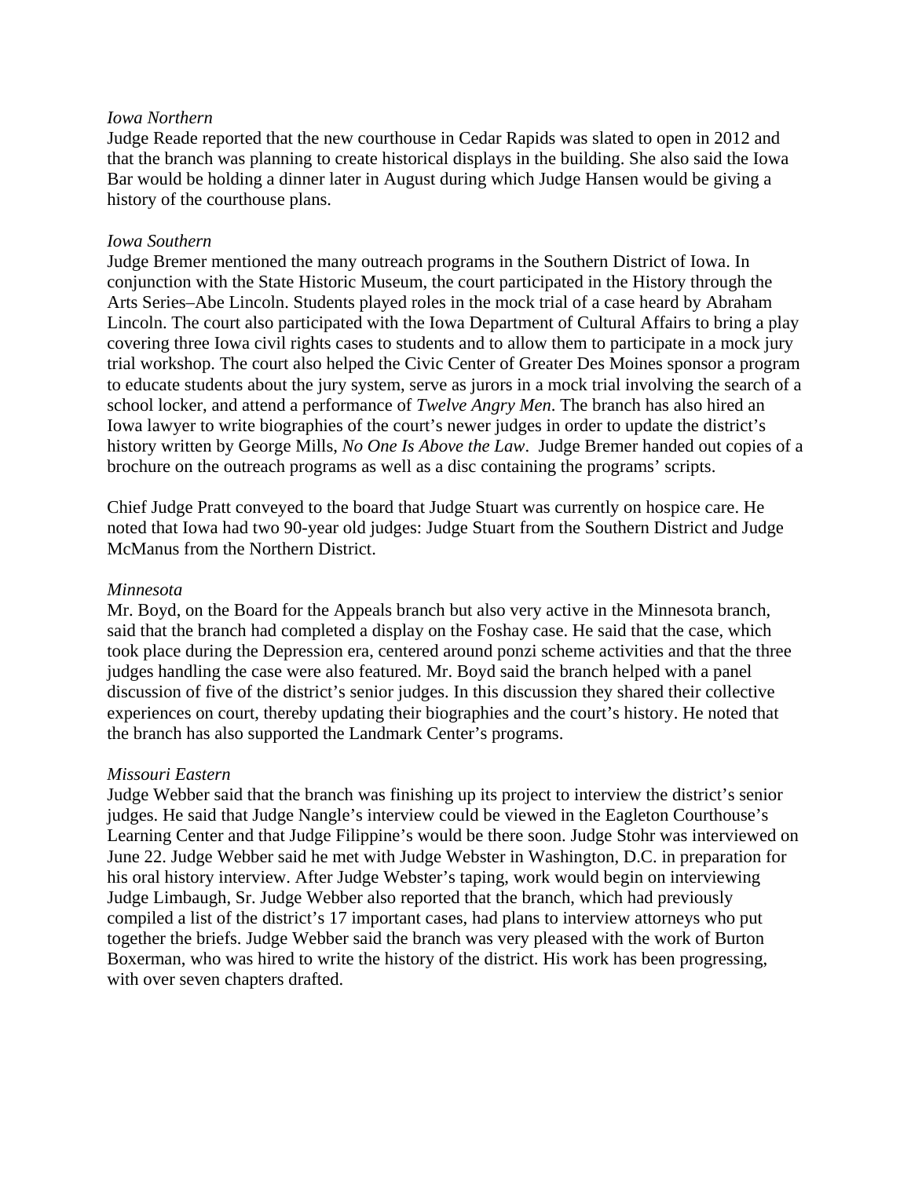*Iowa Northern*

Judge Reade reported that the new courthouse in Cedar Rapids was slated to open in 2012 and that the branch was planning to create historical displays in the building. She also said the Iowa Bar would be holding a dinner later in August during which Judge Hansen would be giving a history of the courthouse plans.

*Iowa Southern*

Judge Bremer mentioned the many outreach programs in the Southern District of Iowa. In conjunction with the State Historic Museum, the court participated in the History through the Arts Series–Abe Lincoln. Students played roles in the mock trial of a case heard by Abraham Lincoln. The court also participated with the Iowa Department of Cultural Affairs to bring a play covering three Iowa civil rights cases to students and to allow them to participate in a mock jury trial workshop. The court also helped the Civic Center of Greater Des Moines sponsor a program to educate students about the jury system, serve as jurors in a mock trial involving the search of a school locker, and attend a performance of *Twelve Angry Men*. The branch has also hired an Iowa lawyer to write biographies of the court's newer judges in order to update the district's history written by George Mills, *No One Is Above the Law*. Judge Bremer handed out copies of a brochure on the outreach programs as well as a disc containing the programs' scripts.

Chief Judge Pratt conveyed to the board that Judge Stuart was currently on hospice care. He noted that Iowa had two 90-year old judges: Judge Stuart from the Southern District and Judge McManus from the Northern District.

*Minnesota*

Mr. Boyd, on the Board for the Appeals branch but also very active in the Minnesota branch, said that the branch had completed a display on the Foshay case. He said that the case, which took place during the Depression era, centered around ponzi scheme activities and that the three judges handling the case were also featured. Mr. Boyd said the branch helped with a panel discussion of five of the district's senior judges. In this discussion they shared their collective experiences on court, thereby updating their biographies and the court's history. He noted that the branch has also supported the Landmark Center's programs.

*Missouri Eastern*

Judge Webber said that the branch was finishing up its project to interview the district's senior judges. He said that Judge Nangle's interview could be viewed in the Eagleton Courthouse's Learning Center and that Judge Filippine's would be there soon. Judge Stohr was interviewed on June 22. Judge Webber said he met with Judge Webster in Washington, D.C. in preparation for his oral history interview. After Judge Webster's taping, work would begin on interviewing Judge Limbaugh, Sr. Judge Webber also reported that the branch, which had previously compiled a list of the district's 17 important cases, had plans to interview attorneys who put together the briefs. Judge Webber said the branch was very pleased with the work of Burton Boxerman, who was hired to write the history of the district. His work has been progressing, with over seven chapters drafted.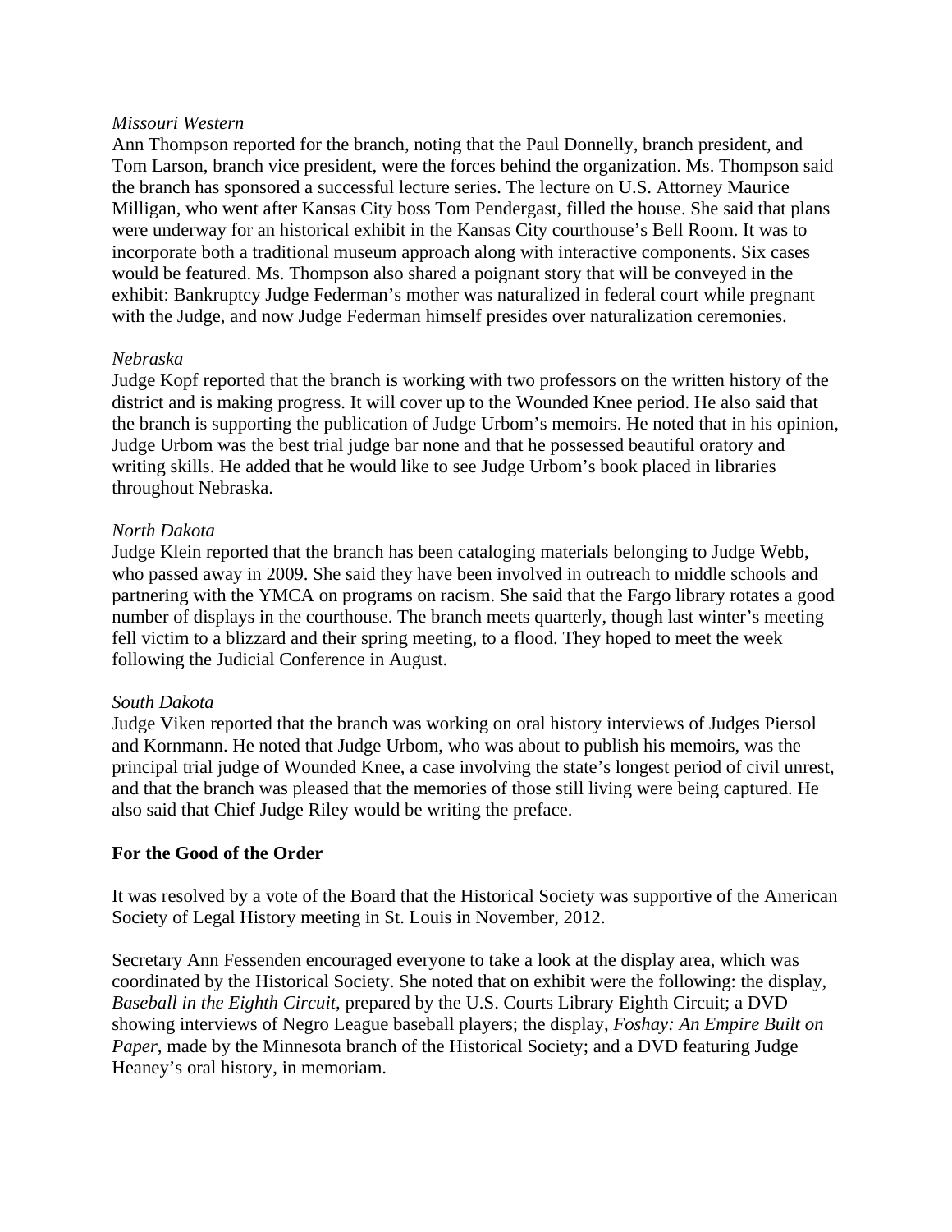*Missouri Western*
Ann Thompson reported for the branch, noting that the Paul Donnelly, branch president, and Tom Larson, branch vice president, were the forces behind the organization. Ms. Thompson said the branch has sponsored a successful lecture series. The lecture on U.S. Attorney Maurice Milligan, who went after Kansas City boss Tom Pendergast, filled the house. She said that plans were underway for an historical exhibit in the Kansas City courthouse's Bell Room. It was to incorporate both a traditional museum approach along with interactive components. Six cases would be featured. Ms. Thompson also shared a poignant story that will be conveyed in the exhibit: Bankruptcy Judge Federman's mother was naturalized in federal court while pregnant with the Judge, and now Judge Federman himself presides over naturalization ceremonies.

*Nebraska*
Judge Kopf reported that the branch is working with two professors on the written history of the district and is making progress. It will cover up to the Wounded Knee period. He also said that the branch is supporting the publication of Judge Urbom's memoirs. He noted that in his opinion, Judge Urbom was the best trial judge bar none and that he possessed beautiful oratory and writing skills. He added that he would like to see Judge Urbom's book placed in libraries throughout Nebraska.

*North Dakota*
Judge Klein reported that the branch has been cataloging materials belonging to Judge Webb, who passed away in 2009. She said they have been involved in outreach to middle schools and partnering with the YMCA on programs on racism. She said that the Fargo library rotates a good number of displays in the courthouse. The branch meets quarterly, though last winter's meeting fell victim to a blizzard and their spring meeting, to a flood. They hoped to meet the week following the Judicial Conference in August.

*South Dakota*
Judge Viken reported that the branch was working on oral history interviews of Judges Piersol and Kornmann. He noted that Judge Urbom, who was about to publish his memoirs, was the principal trial judge of Wounded Knee, a case involving the state's longest period of civil unrest, and that the branch was pleased that the memories of those still living were being captured. He also said that Chief Judge Riley would be writing the preface.

**For the Good of the Order**

It was resolved by a vote of the Board that the Historical Society was supportive of the American Society of Legal History meeting in St. Louis in November, 2012.

Secretary Ann Fessenden encouraged everyone to take a look at the display area, which was coordinated by the Historical Society. She noted that on exhibit were the following: the display, *Baseball in the Eighth Circuit*, prepared by the U.S. Courts Library Eighth Circuit; a DVD showing interviews of Negro League baseball players; the display, *Foshay: An Empire Built on Paper*, made by the Minnesota branch of the Historical Society; and a DVD featuring Judge Heaney's oral history, in memoriam.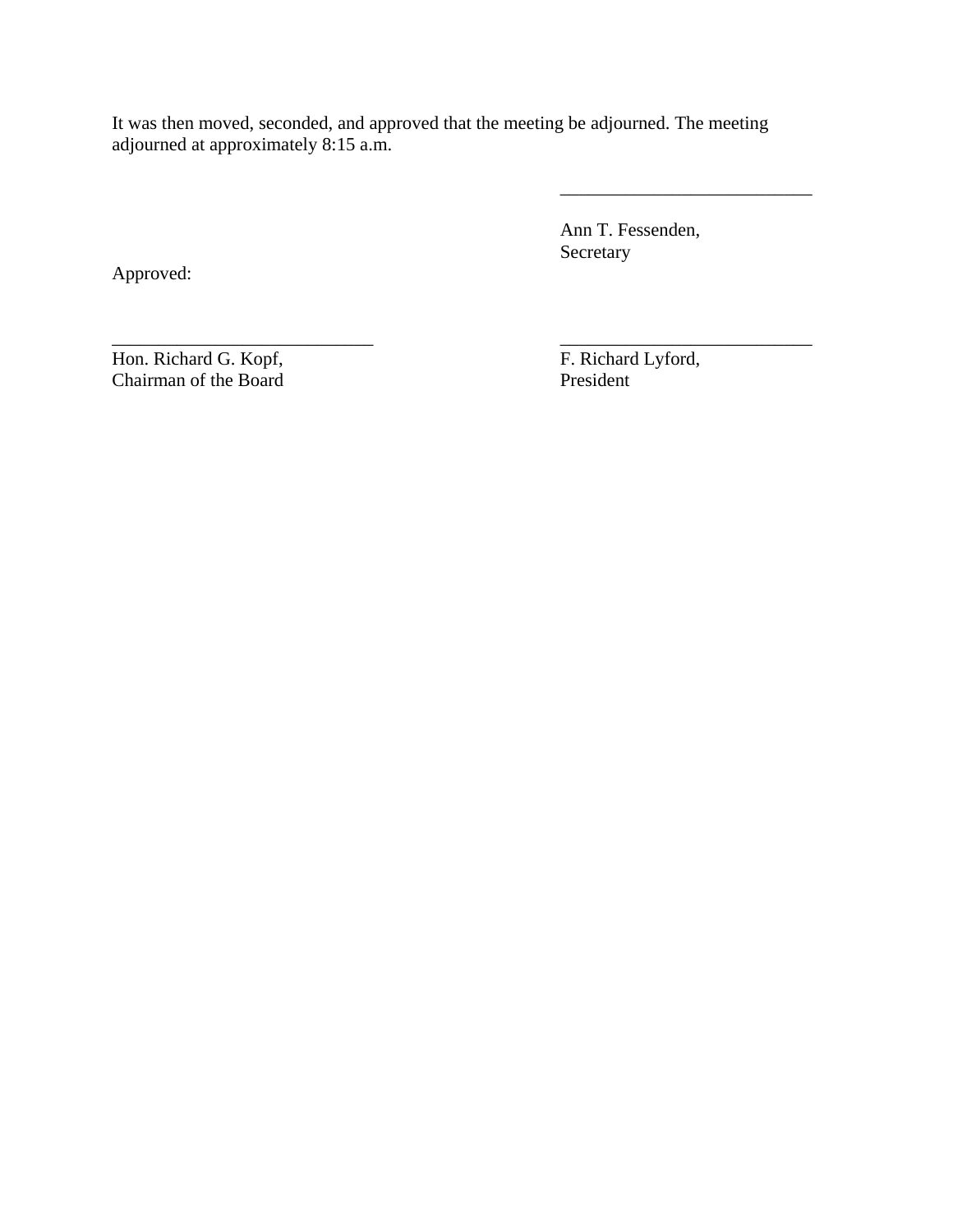It was then moved, seconded, and approved that the meeting be adjourned. The meeting adjourned at approximately 8:15 a.m.

\_\_\_\_\_\_\_\_\_\_\_\_\_\_\_\_\_\_\_\_\_\_\_\_\_\_\_

Ann T. Fessenden,
Secretary

Approved:

\_\_\_\_\_\_\_\_\_\_\_\_\_\_\_\_\_\_\_\_\_\_\_\_\_\_\_

Hon. Richard G. Kopf,
Chairman of the Board

\_\_\_\_\_\_\_\_\_\_\_\_\_\_\_\_\_\_\_\_\_\_\_\_\_\_\_

F. Richard Lyford,
President